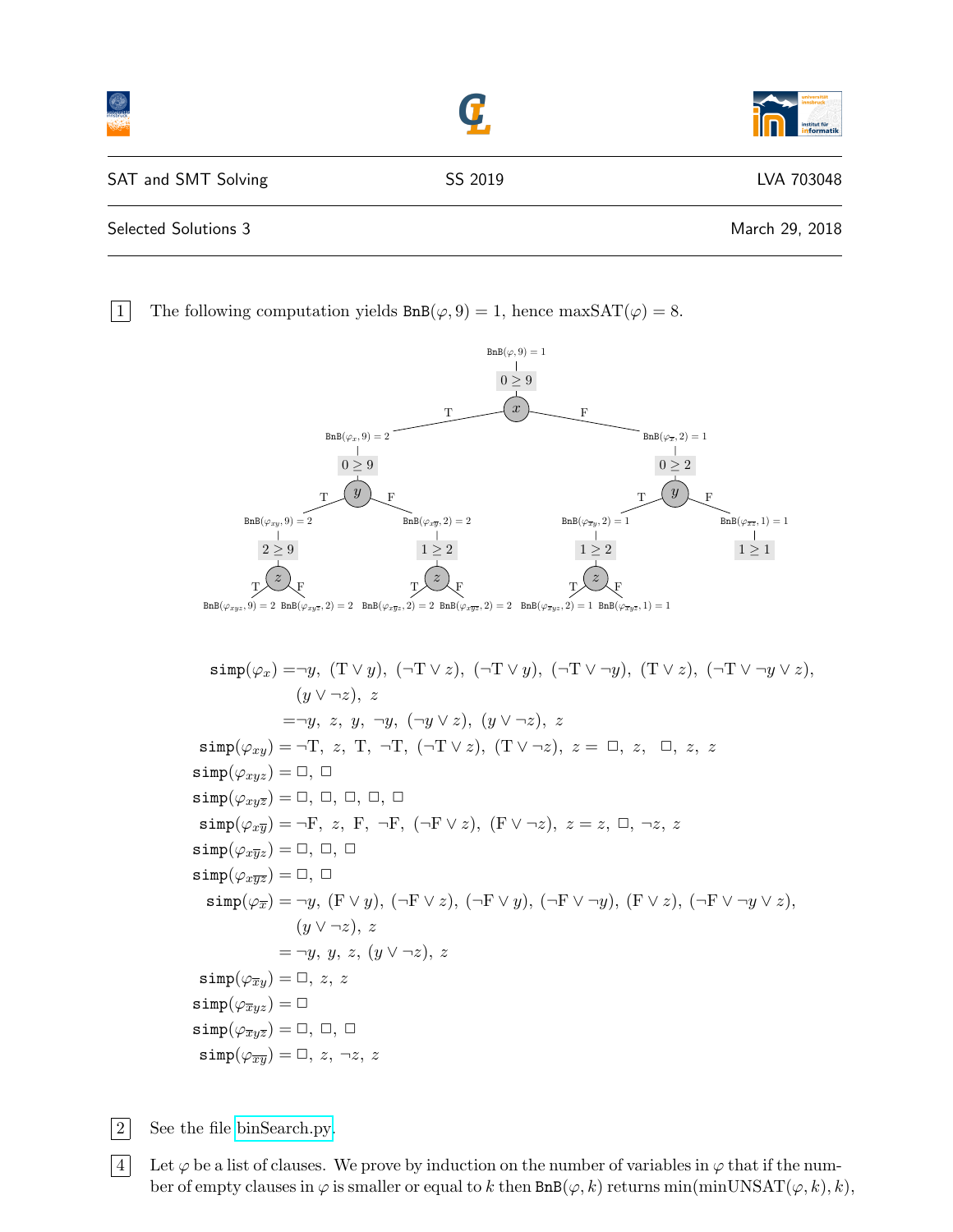| | | |
|---|---|---|
| SAT and SMT Solving | SS 2019 | LVA 703048 |
| Selected Solutions 3 | | March 29, 2018 |

1 The following computation yields $\texttt{BnB}(\varphi, 9) = 1$, hence $\text{maxSAT}(\varphi) = 8$.

$\texttt{BnB}(\varphi, 9) = 1$

$0 \geq 9$

x

T

F

$\texttt{BnB}(\varphi_x, 9) = 2$

$0 \geq 9$

y

T

F

$\texttt{BnB}(\varphi_{xy}, 9) = 2$

$2 \geq 9$

z

T

F

$\texttt{BnB}(\varphi_{xyz}, 9) = 2$

$\texttt{BnB}(\varphi_{xy\overline{z}}, 2) = 2$

$\texttt{BnB}(\varphi_{x\overline{y}}, 2) = 2$

$1 \geq 2$

z

T

F

$\texttt{BnB}(\varphi_{x\overline{y}z}, 2) = 2$

$\texttt{BnB}(\varphi_{x\overline{y}\overline{z}}, 2) = 2$

$\texttt{BnB}(\varphi_{\overline{x}}, 2) = 1$

$0 \geq 2$

y

T

F

$\texttt{BnB}(\varphi_{\overline{x}y}, 2) = 1$

$1 \geq 2$

z

T

F

$\texttt{BnB}(\varphi_{\overline{x}yz}, 2) = 1$

$\texttt{BnB}(\varphi_{\overline{x}y\overline{z}}, 1) = 1$

$\texttt{BnB}(\varphi_{\overline{x}\overline{y}}, 1) = 1$

$1 \geq 1$

$$
\begin{aligned}
\texttt{simp}(\varphi_x) &= \neg y,\ (\text{T} \vee y),\ (\neg\text{T} \vee z),\ (\neg\text{T} \vee y),\ (\neg\text{T} \vee \neg y),\ (\text{T} \vee z),\ (\neg\text{T} \vee \neg y \vee z), \\
&\quad (y \vee \neg z),\ z \\
&= \neg y,\ z,\ y,\ \neg y,\ (\neg y \vee z),\ (y \vee \neg z),\ z \\
\texttt{simp}(\varphi_{xy}) &= \neg\text{T},\ z,\ \text{T},\ \neg\text{T},\ (\neg\text{T} \vee z),\ (\text{T} \vee \neg z),\ z = \Box,\ z,\ \ \Box,\ z,\ z \\
\texttt{simp}(\varphi_{xyz}) &= \Box,\ \Box \\
\texttt{simp}(\varphi_{xy\overline{z}}) &= \Box,\ \Box,\ \Box,\ \Box,\ \Box \\
\texttt{simp}(\varphi_{x\overline{y}}) &= \neg\text{F},\ z,\ \text{F},\ \neg\text{F},\ (\neg\text{F} \vee z),\ (\text{F} \vee \neg z),\ z = z,\ \Box,\ \neg z,\ z \\
\texttt{simp}(\varphi_{x\overline{y}z}) &= \Box,\ \Box,\ \Box \\
\texttt{simp}(\varphi_{x\overline{y}\overline{z}}) &= \Box,\ \Box \\
\texttt{simp}(\varphi_{\overline{x}}) &= \neg y,\ (\text{F} \vee y),\ (\neg\text{F} \vee z),\ (\neg\text{F} \vee y),\ (\neg\text{F} \vee \neg y),\ (\text{F} \vee z),\ (\neg\text{F} \vee \neg y \vee z), \\
&\quad (y \vee \neg z),\ z \\
&= \neg y,\ y,\ z,\ (y \vee \neg z),\ z \\
\texttt{simp}(\varphi_{\overline{x}y}) &= \Box,\ z,\ z \\
\texttt{simp}(\varphi_{\overline{x}yz}) &= \Box \\
\texttt{simp}(\varphi_{\overline{x}y\overline{z}}) &= \Box,\ \Box,\ \Box \\
\texttt{simp}(\varphi_{\overline{x}\overline{y}}) &= \Box,\ z,\ \neg z,\ z
\end{aligned}
$$

2 See the file binSearch.py.

4 Let $\varphi$ be a list of clauses. We prove by induction on the number of variables in $\varphi$ that if the number of empty clauses in $\varphi$ is smaller or equal to $k$ then $\texttt{BnB}(\varphi, k)$ returns $\min(\text{minUNSAT}(\varphi, k), k)$,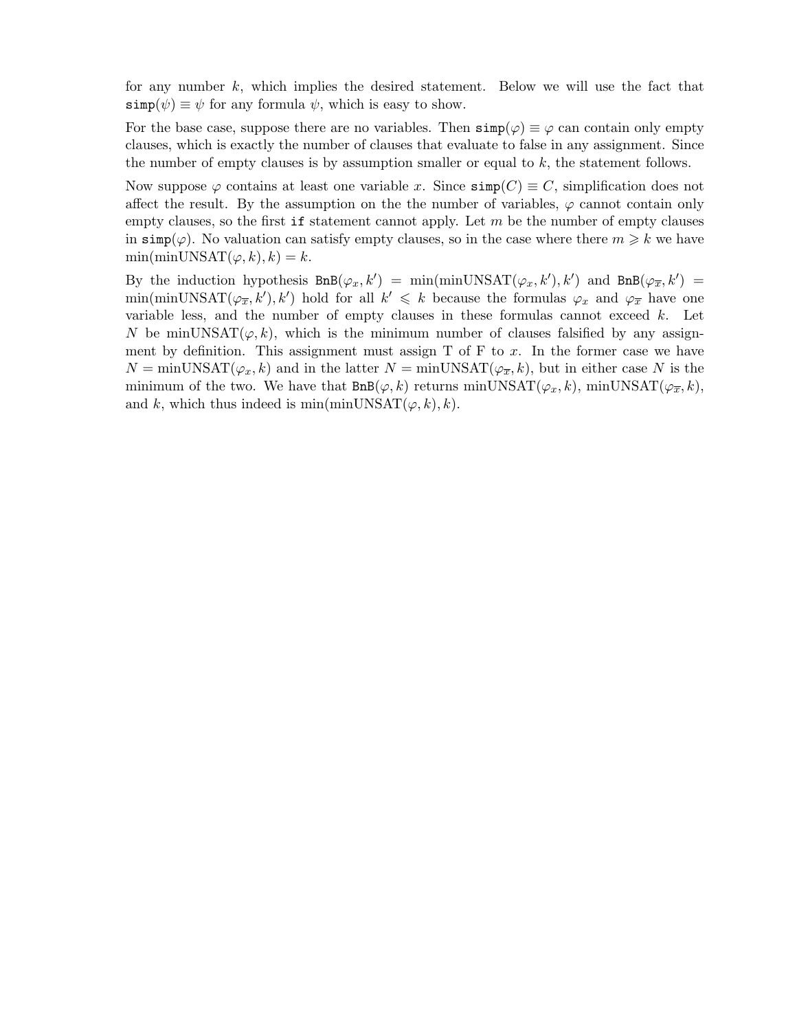for any number $k$, which implies the desired statement. Below we will use the fact that $\texttt{simp}(\psi) \equiv \psi$ for any formula $\psi$, which is easy to show.

For the base case, suppose there are no variables. Then $\texttt{simp}(\varphi) \equiv \varphi$ can contain only empty clauses, which is exactly the number of clauses that evaluate to false in any assignment. Since the number of empty clauses is by assumption smaller or equal to $k$, the statement follows.

Now suppose $\varphi$ contains at least one variable $x$. Since $\texttt{simp}(C) \equiv C$, simplification does not affect the result. By the assumption on the the number of variables, $\varphi$ cannot contain only empty clauses, so the first `if` statement cannot apply. Let $m$ be the number of empty clauses in $\texttt{simp}(\varphi)$. No valuation can satisfy empty clauses, so in the case where there $m \geqslant k$ we have $\min(\text{minUNSAT}(\varphi, k), k) = k$.

By the induction hypothesis $\texttt{BnB}(\varphi_x, k') = \min(\text{minUNSAT}(\varphi_x, k'), k')$ and $\texttt{BnB}(\varphi_{\overline{x}}, k') = \min(\text{minUNSAT}(\varphi_{\overline{x}}, k'), k')$ hold for all $k' \leqslant k$ because the formulas $\varphi_x$ and $\varphi_{\overline{x}}$ have one variable less, and the number of empty clauses in these formulas cannot exceed $k$. Let $N$ be $\text{minUNSAT}(\varphi, k)$, which is the minimum number of clauses falsified by any assignment by definition. This assignment must assign T of F to $x$. In the former case we have $N = \text{minUNSAT}(\varphi_x, k)$ and in the latter $N = \text{minUNSAT}(\varphi_{\overline{x}}, k)$, but in either case $N$ is the minimum of the two. We have that $\texttt{BnB}(\varphi, k)$ returns $\text{minUNSAT}(\varphi_x, k)$, $\text{minUNSAT}(\varphi_{\overline{x}}, k)$, and $k$, which thus indeed is $\min(\text{minUNSAT}(\varphi, k), k)$.